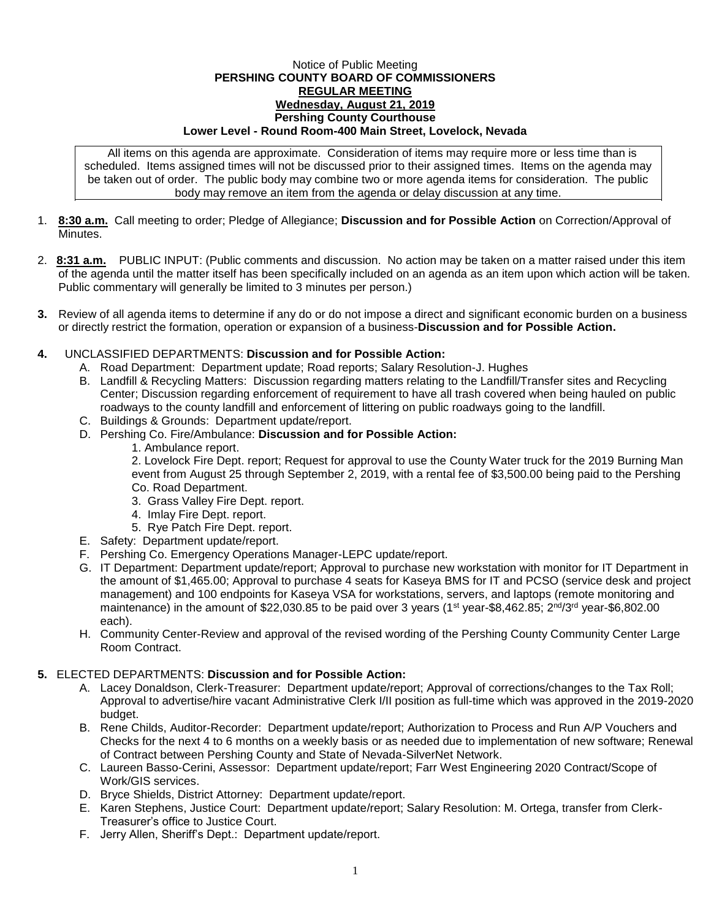Notice of Public Meeting

**PERSHING COUNTY BOARD OF COMMISSIONERS**

**REGULAR MEETING**

**Wednesday, August 21, 2019**

**Pershing County Courthouse**

**Lower Level - Round Room-400 Main Street, Lovelock, Nevada**

All items on this agenda are approximate. Consideration of items may require more or less time than is scheduled. Items assigned times will not be discussed prior to their assigned times. Items on the agenda may be taken out of order. The public body may combine two or more agenda items for consideration. The public body may remove an item from the agenda or delay discussion at any time.

1. **8:30 a.m.** Call meeting to order; Pledge of Allegiance; **Discussion and for Possible Action** on Correction/Approval of Minutes.

2. **8:31 a.m.** PUBLIC INPUT: (Public comments and discussion. No action may be taken on a matter raised under this item of the agenda until the matter itself has been specifically included on an agenda as an item upon which action will be taken. Public commentary will generally be limited to 3 minutes per person.)

3. Review of all agenda items to determine if any do or do not impose a direct and significant economic burden on a business or directly restrict the formation, operation or expansion of a business-**Discussion and for Possible Action.**

4. UNCLASSIFIED DEPARTMENTS: **Discussion and for Possible Action:**
   - A. Road Department: Department update; Road reports; Salary Resolution-J. Hughes
   - B. Landfill & Recycling Matters: Discussion regarding matters relating to the Landfill/Transfer sites and Recycling Center; Discussion regarding enforcement of requirement to have all trash covered when being hauled on public roadways to the county landfill and enforcement of littering on public roadways going to the landfill.
   - C. Buildings & Grounds: Department update/report.
   - D. Pershing Co. Fire/Ambulance: **Discussion and for Possible Action:**
     1. Ambulance report.
     2. Lovelock Fire Dept. report; Request for approval to use the County Water truck for the 2019 Burning Man event from August 25 through September 2, 2019, with a rental fee of $3,500.00 being paid to the Pershing Co. Road Department.
     3. Grass Valley Fire Dept. report.
     4. Imlay Fire Dept. report.
     5. Rye Patch Fire Dept. report.
   - E. Safety: Department update/report.
   - F. Pershing Co. Emergency Operations Manager-LEPC update/report.
   - G. IT Department: Department update/report; Approval to purchase new workstation with monitor for IT Department in the amount of $1,465.00; Approval to purchase 4 seats for Kaseya BMS for IT and PCSO (service desk and project management) and 100 endpoints for Kaseya VSA for workstations, servers, and laptops (remote monitoring and maintenance) in the amount of $22,030.85 to be paid over 3 years (1st year-$8,462.85; 2nd/3rd year-$6,802.00 each).
   - H. Community Center-Review and approval of the revised wording of the Pershing County Community Center Large Room Contract.

5. ELECTED DEPARTMENTS: **Discussion and for Possible Action:**
   - A. Lacey Donaldson, Clerk-Treasurer: Department update/report; Approval of corrections/changes to the Tax Roll; Approval to advertise/hire vacant Administrative Clerk I/II position as full-time which was approved in the 2019-2020 budget.
   - B. Rene Childs, Auditor-Recorder: Department update/report; Authorization to Process and Run A/P Vouchers and Checks for the next 4 to 6 months on a weekly basis or as needed due to implementation of new software; Renewal of Contract between Pershing County and State of Nevada-SilverNet Network.
   - C. Laureen Basso-Cerini, Assessor: Department update/report; Farr West Engineering 2020 Contract/Scope of Work/GIS services.
   - D. Bryce Shields, District Attorney: Department update/report.
   - E. Karen Stephens, Justice Court: Department update/report; Salary Resolution: M. Ortega, transfer from Clerk-Treasurer's office to Justice Court.
   - F. Jerry Allen, Sheriff's Dept.: Department update/report.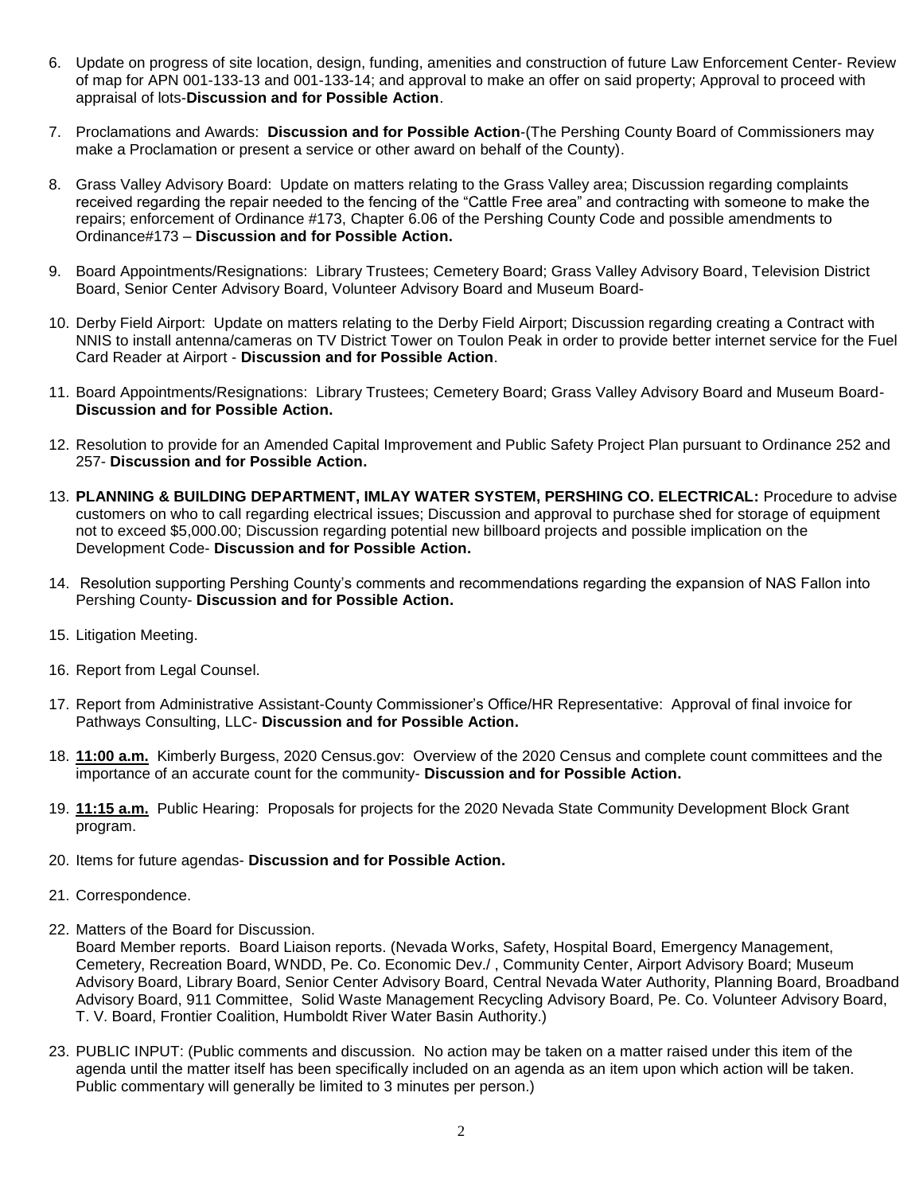6. Update on progress of site location, design, funding, amenities and construction of future Law Enforcement Center- Review of map for APN 001-133-13 and 001-133-14; and approval to make an offer on said property; Approval to proceed with appraisal of lots-**Discussion and for Possible Action**.

7. Proclamations and Awards: **Discussion and for Possible Action**-(The Pershing County Board of Commissioners may make a Proclamation or present a service or other award on behalf of the County).

8. Grass Valley Advisory Board: Update on matters relating to the Grass Valley area; Discussion regarding complaints received regarding the repair needed to the fencing of the "Cattle Free area" and contracting with someone to make the repairs; enforcement of Ordinance #173, Chapter 6.06 of the Pershing County Code and possible amendments to Ordinance#173 – **Discussion and for Possible Action.**

9. Board Appointments/Resignations: Library Trustees; Cemetery Board; Grass Valley Advisory Board, Television District Board, Senior Center Advisory Board, Volunteer Advisory Board and Museum Board-

10. Derby Field Airport: Update on matters relating to the Derby Field Airport; Discussion regarding creating a Contract with NNIS to install antenna/cameras on TV District Tower on Toulon Peak in order to provide better internet service for the Fuel Card Reader at Airport - **Discussion and for Possible Action**.

11. Board Appointments/Resignations: Library Trustees; Cemetery Board; Grass Valley Advisory Board and Museum Board- **Discussion and for Possible Action.**

12. Resolution to provide for an Amended Capital Improvement and Public Safety Project Plan pursuant to Ordinance 252 and 257- **Discussion and for Possible Action.**

13. **PLANNING & BUILDING DEPARTMENT, IMLAY WATER SYSTEM, PERSHING CO. ELECTRICAL:** Procedure to advise customers on who to call regarding electrical issues; Discussion and approval to purchase shed for storage of equipment not to exceed $5,000.00; Discussion regarding potential new billboard projects and possible implication on the Development Code- **Discussion and for Possible Action.**

14. Resolution supporting Pershing County's comments and recommendations regarding the expansion of NAS Fallon into Pershing County- **Discussion and for Possible Action.**

15. Litigation Meeting.

16. Report from Legal Counsel.

17. Report from Administrative Assistant-County Commissioner's Office/HR Representative: Approval of final invoice for Pathways Consulting, LLC- **Discussion and for Possible Action.**

18. **11:00 a.m.** Kimberly Burgess, 2020 Census.gov: Overview of the 2020 Census and complete count committees and the importance of an accurate count for the community- **Discussion and for Possible Action.**

19. **11:15 a.m.** Public Hearing: Proposals for projects for the 2020 Nevada State Community Development Block Grant program.

20. Items for future agendas- **Discussion and for Possible Action.**

21. Correspondence.

22. Matters of the Board for Discussion.
    Board Member reports. Board Liaison reports. (Nevada Works, Safety, Hospital Board, Emergency Management, Cemetery, Recreation Board, WNDD, Pe. Co. Economic Dev./ , Community Center, Airport Advisory Board; Museum Advisory Board, Library Board, Senior Center Advisory Board, Central Nevada Water Authority, Planning Board, Broadband Advisory Board, 911 Committee, Solid Waste Management Recycling Advisory Board, Pe. Co. Volunteer Advisory Board, T. V. Board, Frontier Coalition, Humboldt River Water Basin Authority.)

23. PUBLIC INPUT: (Public comments and discussion. No action may be taken on a matter raised under this item of the agenda until the matter itself has been specifically included on an agenda as an item upon which action will be taken. Public commentary will generally be limited to 3 minutes per person.)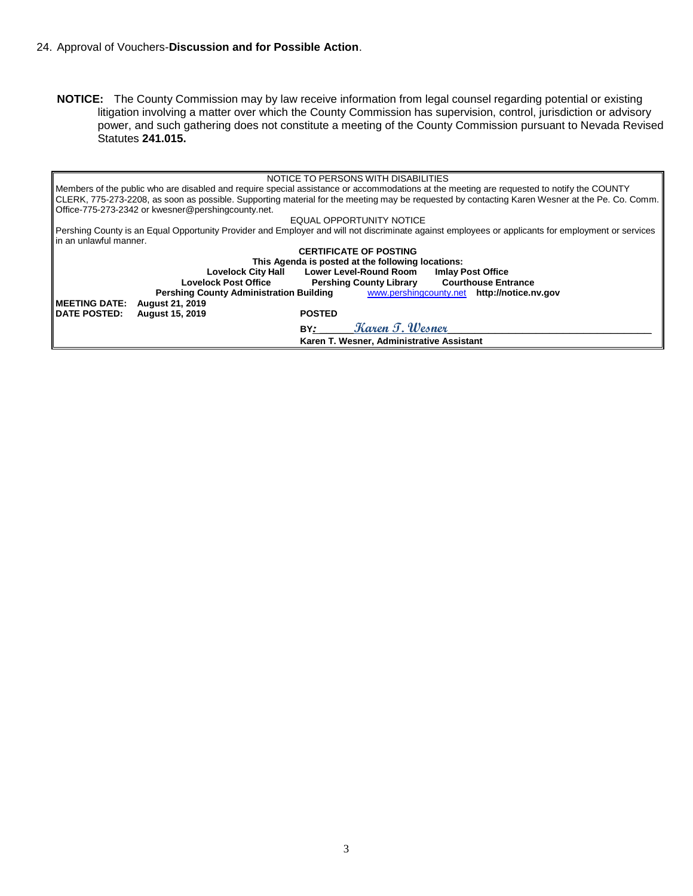24. Approval of Vouchers-**Discussion and for Possible Action**.

**NOTICE:** The County Commission may by law receive information from legal counsel regarding potential or existing litigation involving a matter over which the County Commission has supervision, control, jurisdiction or advisory power, and such gathering does not constitute a meeting of the County Commission pursuant to Nevada Revised Statutes **241.015.**

NOTICE TO PERSONS WITH DISABILITIES

Members of the public who are disabled and require special assistance or accommodations at the meeting are requested to notify the COUNTY CLERK, 775-273-2208, as soon as possible. Supporting material for the meeting may be requested by contacting Karen Wesner at the Pe. Co. Comm. Office-775-273-2342 or kwesner@pershingcounty.net.

EQUAL OPPORTUNITY NOTICE

Pershing County is an Equal Opportunity Provider and Employer and will not discriminate against employees or applicants for employment or services in an unlawful manner.

**CERTIFICATE OF POSTING**

**This Agenda is posted at the following locations:**

**Lovelock City Hall** **Lower Level-Round Room** **Imlay Post Office**

**Lovelock Post Office** **Pershing County Library** **Courthouse Entrance**

**Pershing County Administration Building** www.pershingcounty.net **http://notice.nv.gov**

**MEETING DATE:** **August 21, 2019**

**DATE POSTED:** **August 15, 2019** **POSTED**

**BY:** *Karen T. Wesner*

**Karen T. Wesner, Administrative Assistant**